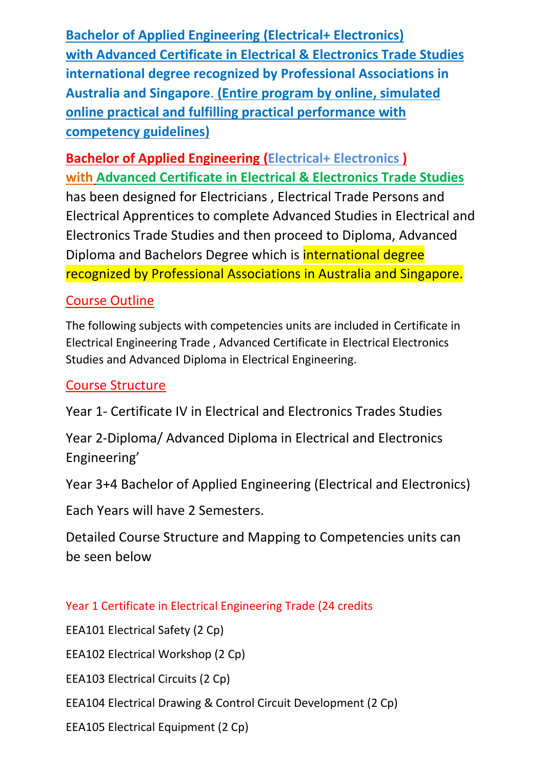**Bachelor of Applied Engineering (Electrical+ Electronics) with Advanced Certificate in Electrical & Electronics Trade Studies international degree recognized by Professional Associations in Australia and Singapore. (Entire program by online, simulated online practical and fulfilling practical performance with competency guidelines)**

**Bachelor of Applied Engineering (Electrical+ Electronics ) with Advanced Certificate in Electrical & Electronics Trade Studies** has been designed for Electricians , Electrical Trade Persons and Electrical Apprentices to complete Advanced Studies in Electrical and Electronics Trade Studies and then proceed to Diploma, Advanced Diploma and Bachelors Degree which is international degree recognized by Professional Associations in Australia and Singapore.

## Course Outline

The following subjects with competencies units are included in Certificate in Electrical Engineering Trade , Advanced Certificate in Electrical Electronics Studies and Advanced Diploma in Electrical Engineering.

## Course Structure

Year 1- Certificate IV in Electrical and Electronics Trades Studies

Year 2-Diploma/ Advanced Diploma in Electrical and Electronics Engineering'

Year 3+4 Bachelor of Applied Engineering (Electrical and Electronics)

Each Years will have 2 Semesters.

Detailed Course Structure and Mapping to Competencies units can be seen below

### Year 1 Certificate in Electrical Engineering Trade (24 credits

EEA101 Electrical Safety (2 Cp)

EEA102 Electrical Workshop (2 Cp)

EEA103 Electrical Circuits (2 Cp)

EEA104 Electrical Drawing & Control Circuit Development (2 Cp)

EEA105 Electrical Equipment (2 Cp)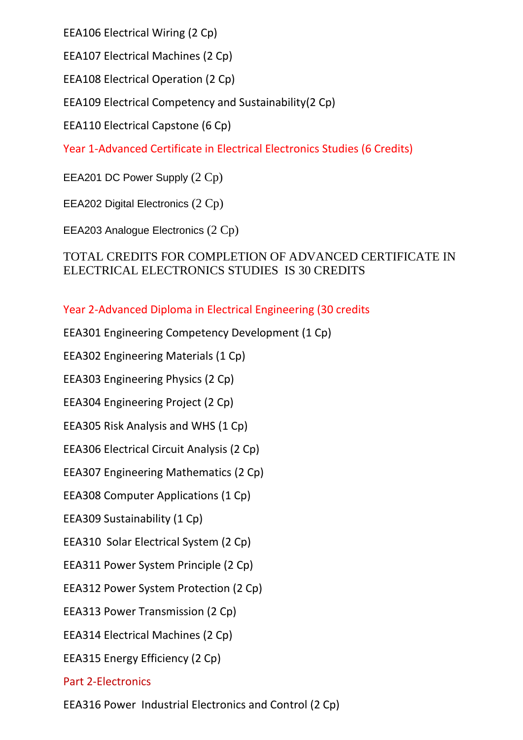EEA106 Electrical Wiring (2 Cp)

EEA107 Electrical Machines (2 Cp)

EEA108 Electrical Operation (2 Cp)

EEA109 Electrical Competency and Sustainability(2 Cp)

EEA110 Electrical Capstone (6 Cp)

## Year 1-Advanced Certificate in Electrical Electronics Studies (6 Credits)

EEA201 DC Power Supply (2 Cp)

EEA202 Digital Electronics (2 Cp)

EEA203 Analogue Electronics (2 Cp)

TOTAL CREDITS FOR COMPLETION OF ADVANCED CERTIFICATE IN ELECTRICAL ELECTRONICS STUDIES IS 30 CREDITS

## Year 2-Advanced Diploma in Electrical Engineering (30 credits

EEA301 Engineering Competency Development (1 Cp)

EEA302 Engineering Materials (1 Cp)

EEA303 Engineering Physics (2 Cp)

EEA304 Engineering Project (2 Cp)

EEA305 Risk Analysis and WHS (1 Cp)

EEA306 Electrical Circuit Analysis (2 Cp)

EEA307 Engineering Mathematics (2 Cp)

EEA308 Computer Applications (1 Cp)

EEA309 Sustainability (1 Cp)

EEA310 Solar Electrical System (2 Cp)

EEA311 Power System Principle (2 Cp)

EEA312 Power System Protection (2 Cp)

EEA313 Power Transmission (2 Cp)

EEA314 Electrical Machines (2 Cp)

EEA315 Energy Efficiency (2 Cp)

## Part 2-Electronics

EEA316 Power Industrial Electronics and Control (2 Cp)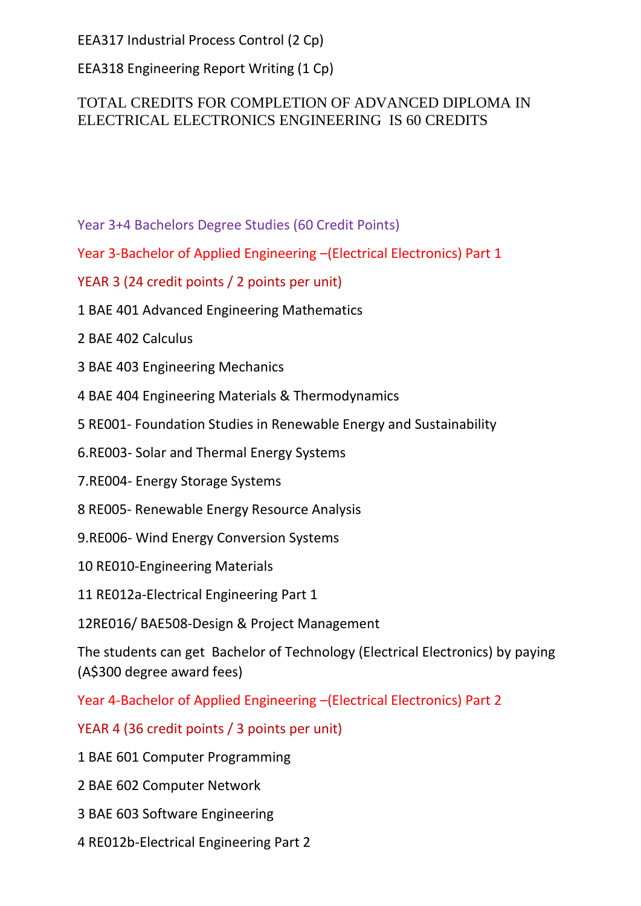EEA317 Industrial Process Control (2 Cp)

EEA318 Engineering Report Writing (1 Cp)

TOTAL CREDITS FOR COMPLETION OF ADVANCED DIPLOMA IN ELECTRICAL ELECTRONICS ENGINEERING IS 60 CREDITS

## Year 3+4 Bachelors Degree Studies (60 Credit Points)

### Year 3-Bachelor of Applied Engineering –(Electrical Electronics) Part 1

YEAR 3 (24 credit points / 2 points per unit)

1 BAE 401 Advanced Engineering Mathematics

2 BAE 402 Calculus

3 BAE 403 Engineering Mechanics

4 BAE 404 Engineering Materials & Thermodynamics

5 RE001- Foundation Studies in Renewable Energy and Sustainability

6.RE003- Solar and Thermal Energy Systems

7.RE004- Energy Storage Systems

8 RE005- Renewable Energy Resource Analysis

9.RE006- Wind Energy Conversion Systems

10 RE010-Engineering Materials

11 RE012a-Electrical Engineering Part 1

12RE016/ BAE508-Design & Project Management

The students can get Bachelor of Technology (Electrical Electronics) by paying (A$300 degree award fees)

### Year 4-Bachelor of Applied Engineering –(Electrical Electronics) Part 2

YEAR 4 (36 credit points / 3 points per unit)

1 BAE 601 Computer Programming

2 BAE 602 Computer Network

3 BAE 603 Software Engineering

4 RE012b-Electrical Engineering Part 2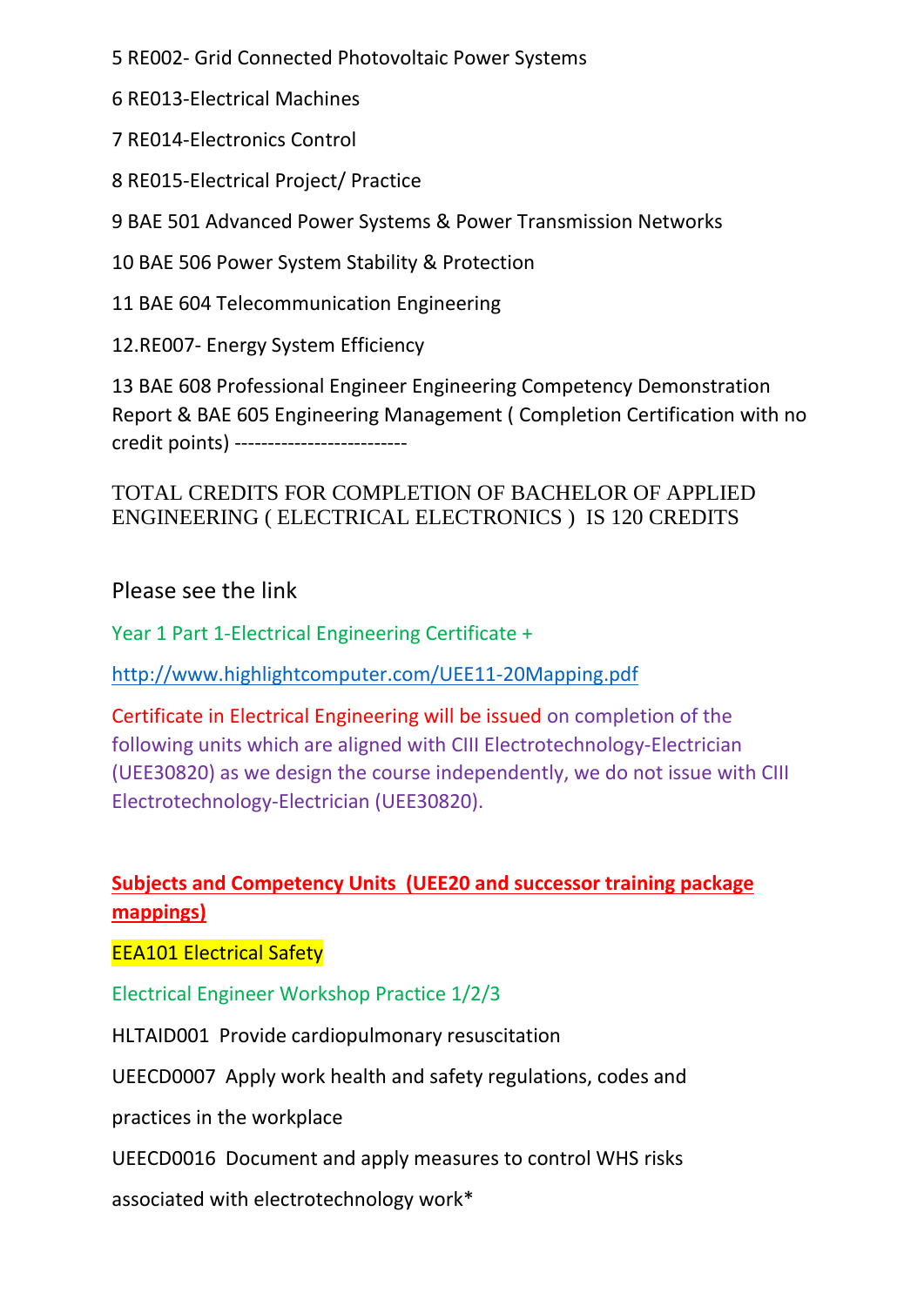5 RE002- Grid Connected Photovoltaic Power Systems

6 RE013-Electrical Machines

7 RE014-Electronics Control

8 RE015-Electrical Project/ Practice

9 BAE 501 Advanced Power Systems & Power Transmission Networks

10 BAE 506 Power System Stability & Protection

11 BAE 604 Telecommunication Engineering

12.RE007- Energy System Efficiency

13 BAE 608 Professional Engineer Engineering Competency Demonstration Report & BAE 605 Engineering Management ( Completion Certification with no credit points) --------------------------

TOTAL CREDITS FOR COMPLETION OF BACHELOR OF APPLIED ENGINEERING ( ELECTRICAL ELECTRONICS ) IS 120 CREDITS

Please see the link

Year 1 Part 1-Electrical Engineering Certificate +

http://www.highlightcomputer.com/UEE11-20Mapping.pdf

Certificate in Electrical Engineering will be issued on completion of the following units which are aligned with CIII Electrotechnology-Electrician (UEE30820) as we design the course independently, we do not issue with CIII Electrotechnology-Electrician (UEE30820).

**Subjects and Competency Units (UEE20 and successor training package mappings)**

EEA101 Electrical Safety

Electrical Engineer Workshop Practice 1/2/3

HLTAID001 Provide cardiopulmonary resuscitation

UEECD0007 Apply work health and safety regulations, codes and practices in the workplace

UEECD0016 Document and apply measures to control WHS risks associated with electrotechnology work*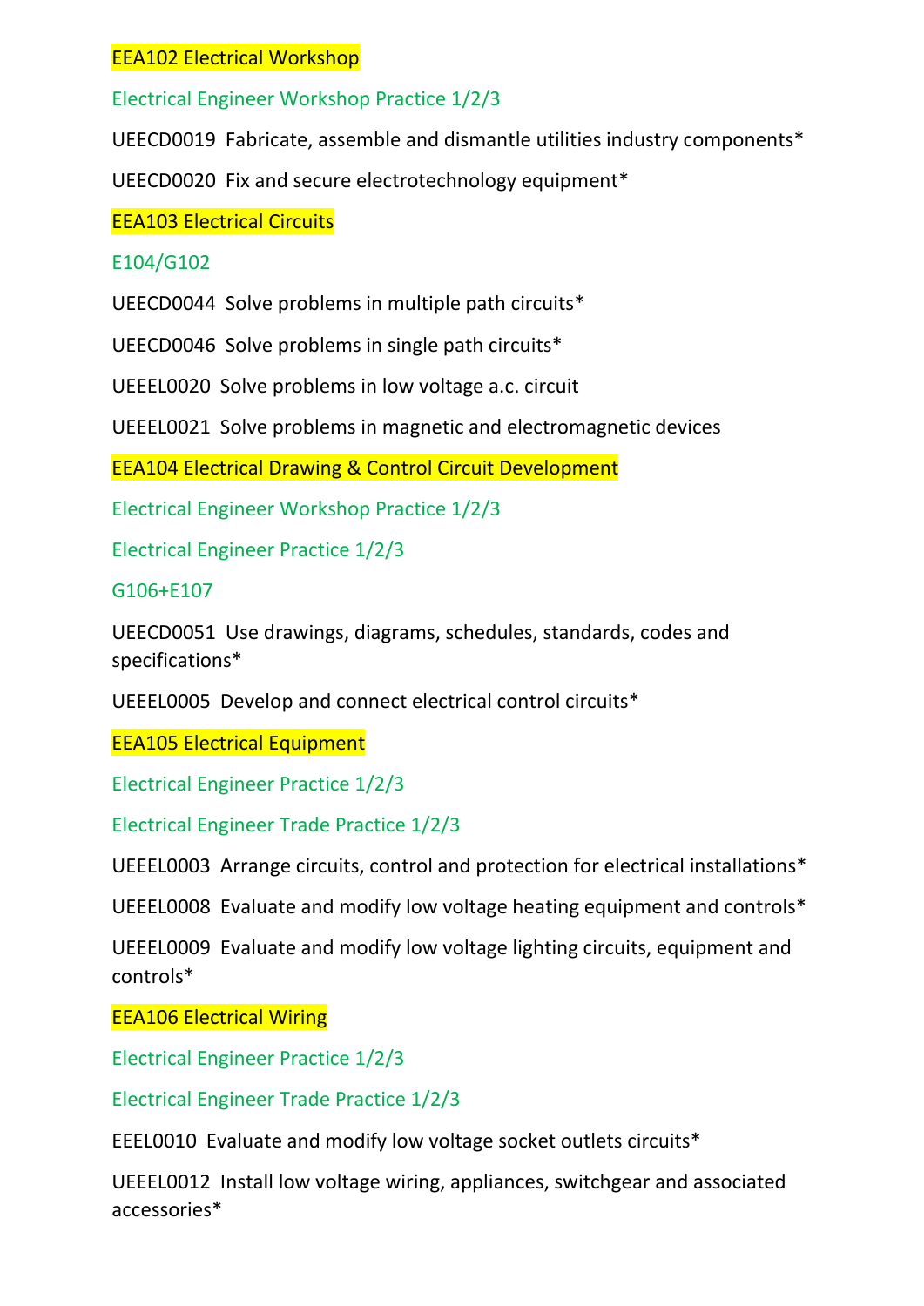EEA102 Electrical Workshop

Electrical Engineer Workshop Practice 1/2/3

UEECD0019 Fabricate, assemble and dismantle utilities industry components*

UEECD0020 Fix and secure electrotechnology equipment*

EEA103 Electrical Circuits

E104/G102

UEECD0044 Solve problems in multiple path circuits*

UEECD0046 Solve problems in single path circuits*

UEEEL0020 Solve problems in low voltage a.c. circuit

UEEEL0021 Solve problems in magnetic and electromagnetic devices

EEA104 Electrical Drawing & Control Circuit Development

Electrical Engineer Workshop Practice 1/2/3

Electrical Engineer Practice 1/2/3

G106+E107

UEECD0051 Use drawings, diagrams, schedules, standards, codes and specifications*

UEEEL0005 Develop and connect electrical control circuits*

EEA105 Electrical Equipment

Electrical Engineer Practice 1/2/3

Electrical Engineer Trade Practice 1/2/3

UEEEL0003 Arrange circuits, control and protection for electrical installations*

UEEEL0008 Evaluate and modify low voltage heating equipment and controls*

UEEEL0009 Evaluate and modify low voltage lighting circuits, equipment and controls*

EEA106 Electrical Wiring

Electrical Engineer Practice 1/2/3

Electrical Engineer Trade Practice 1/2/3

EEEL0010 Evaluate and modify low voltage socket outlets circuits*

UEEEL0012 Install low voltage wiring, appliances, switchgear and associated accessories*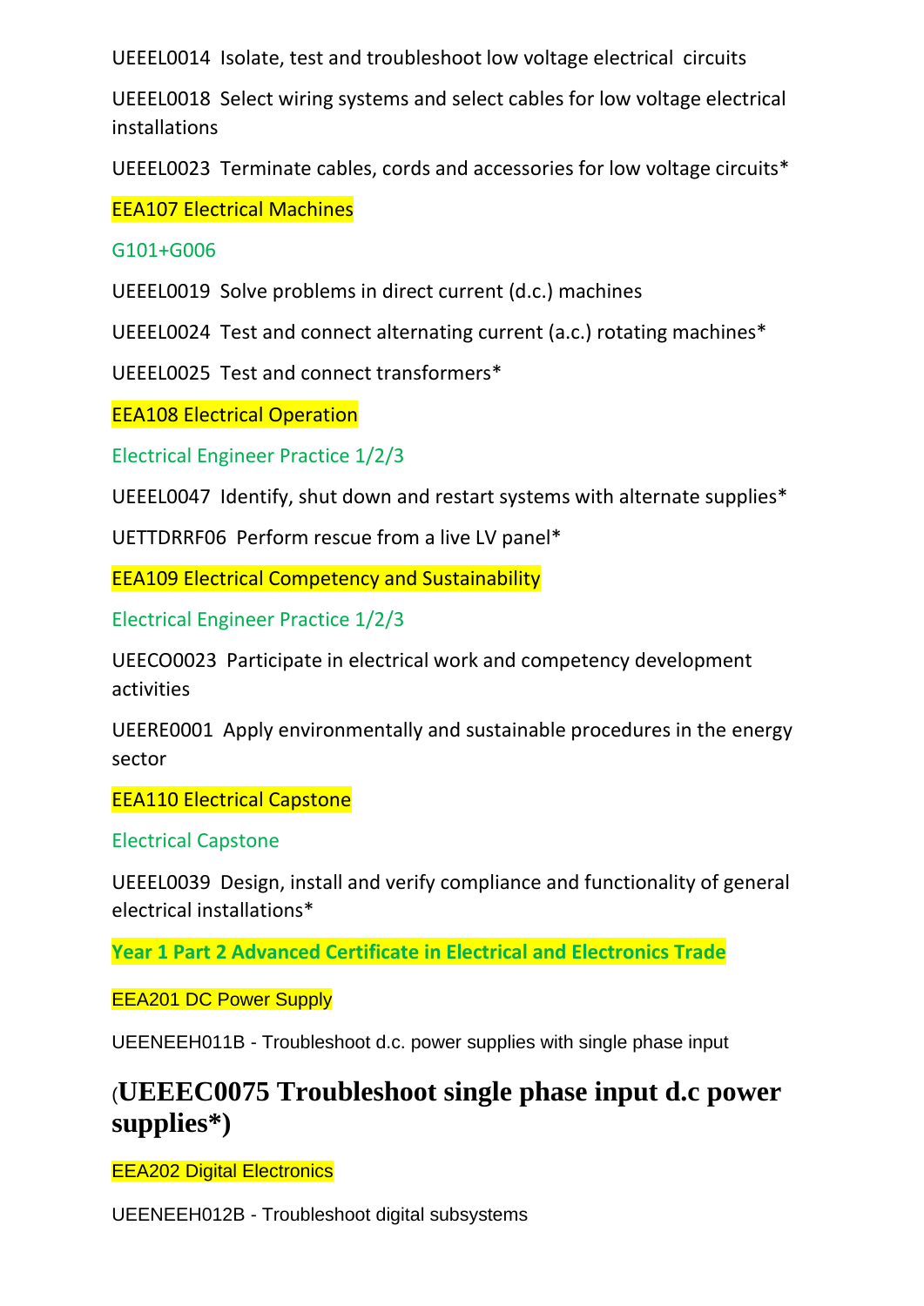UEEEL0014  Isolate, test and troubleshoot low voltage electrical  circuits

UEEEL0018  Select wiring systems and select cables for low voltage electrical installations

UEEEL0023  Terminate cables, cords and accessories for low voltage circuits*

EEA107 Electrical Machines

G101+G006

UEEEL0019  Solve problems in direct current (d.c.) machines

UEEEL0024  Test and connect alternating current (a.c.) rotating machines*

UEEEL0025  Test and connect transformers*

EEA108 Electrical Operation

Electrical Engineer Practice 1/2/3

UEEEL0047  Identify, shut down and restart systems with alternate supplies*

UETTDRRF06  Perform rescue from a live LV panel*

EEA109 Electrical Competency and Sustainability

Electrical Engineer Practice 1/2/3

UEECO0023  Participate in electrical work and competency development activities

UEERE0001  Apply environmentally and sustainable procedures in the energy sector

EEA110 Electrical Capstone

Electrical Capstone

UEEEL0039  Design, install and verify compliance and functionality of general electrical installations*

**Year 1 Part 2 Advanced Certificate in Electrical and Electronics Trade**

EEA201 DC Power Supply

UEENEEH011B - Troubleshoot d.c. power supplies with single phase input

## (UEEEC0075 Troubleshoot single phase input d.c power supplies*)

EEA202 Digital Electronics

UEENEEH012B - Troubleshoot digital subsystems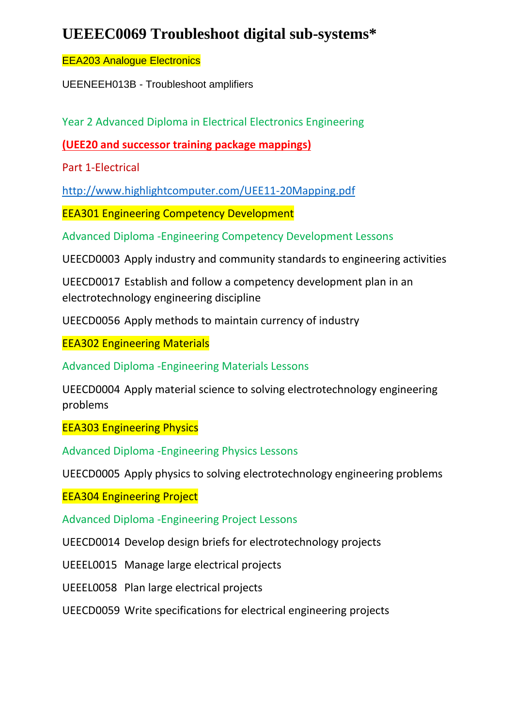# UEEEC0069 Troubleshoot digital sub-systems*

EEA203 Analogue Electronics

UEENEEH013B - Troubleshoot amplifiers

Year 2 Advanced Diploma in Electrical Electronics Engineering

**(UEE20 and successor training package mappings)**

Part 1-Electrical

http://www.highlightcomputer.com/UEE11-20Mapping.pdf

EEA301 Engineering Competency Development

Advanced Diploma -Engineering Competency Development Lessons

UEECD0003 Apply industry and community standards to engineering activities

UEECD0017 Establish and follow a competency development plan in an electrotechnology engineering discipline

UEECD0056 Apply methods to maintain currency of industry

EEA302 Engineering Materials

Advanced Diploma -Engineering Materials Lessons

UEECD0004 Apply material science to solving electrotechnology engineering problems

EEA303 Engineering Physics

Advanced Diploma -Engineering Physics Lessons

UEECD0005 Apply physics to solving electrotechnology engineering problems

EEA304 Engineering Project

Advanced Diploma -Engineering Project Lessons

UEECD0014 Develop design briefs for electrotechnology projects

UEEEL0015 Manage large electrical projects

UEEEL0058 Plan large electrical projects

UEECD0059 Write specifications for electrical engineering projects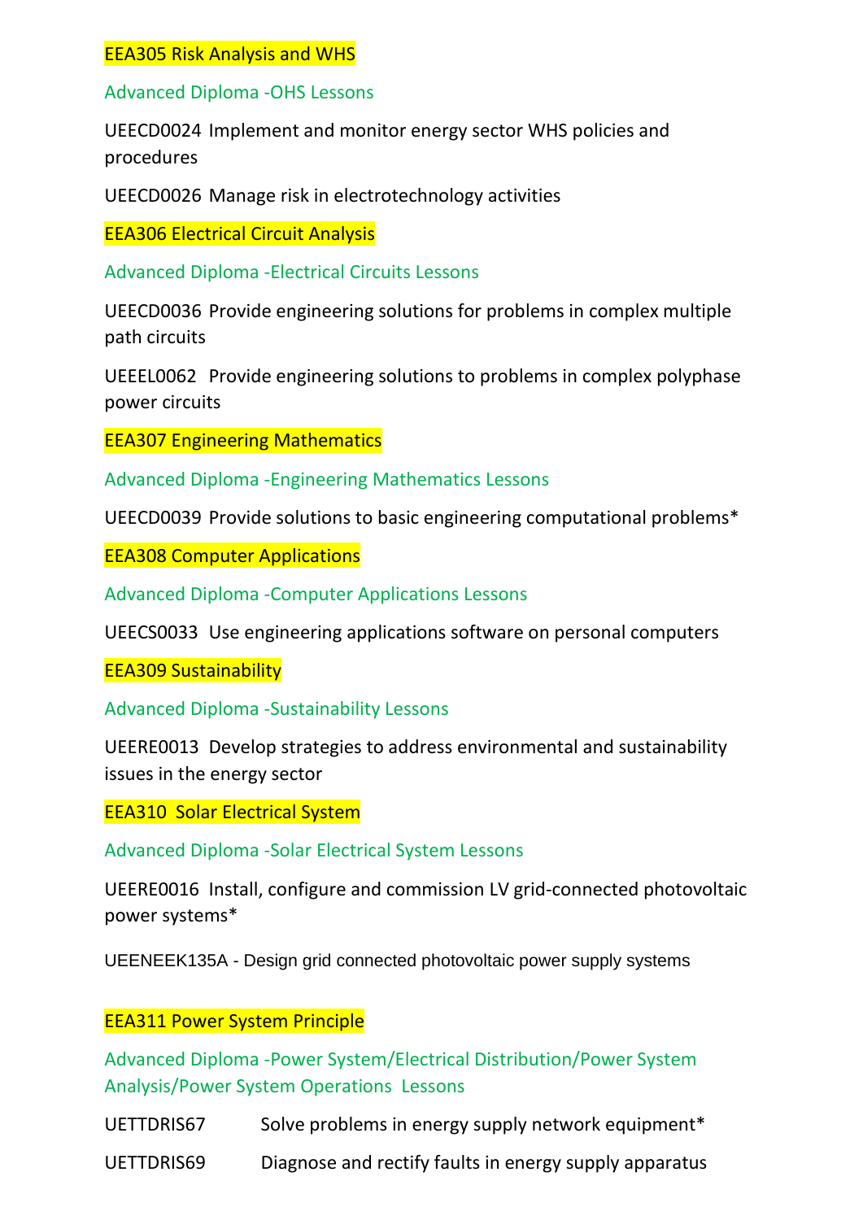EEA305 Risk Analysis and WHS

Advanced Diploma -OHS Lessons

UEECD0024 Implement and monitor energy sector WHS policies and procedures

UEECD0026 Manage risk in electrotechnology activities

EEA306 Electrical Circuit Analysis

Advanced Diploma -Electrical Circuits Lessons

UEECD0036 Provide engineering solutions for problems in complex multiple path circuits

UEEEL0062 Provide engineering solutions to problems in complex polyphase power circuits

EEA307 Engineering Mathematics

Advanced Diploma -Engineering Mathematics Lessons

UEECD0039 Provide solutions to basic engineering computational problems*

EEA308 Computer Applications

Advanced Diploma -Computer Applications Lessons

UEECS0033 Use engineering applications software on personal computers

EEA309 Sustainability

Advanced Diploma -Sustainability Lessons

UEERE0013 Develop strategies to address environmental and sustainability issues in the energy sector

EEA310 Solar Electrical System

Advanced Diploma -Solar Electrical System Lessons

UEERE0016 Install, configure and commission LV grid-connected photovoltaic power systems*

UEENEEK135A - Design grid connected photovoltaic power supply systems

EEA311 Power System Principle

Advanced Diploma -Power System/Electrical Distribution/Power System Analysis/Power System Operations Lessons

UETTDRIS67 Solve problems in energy supply network equipment*

UETTDRIS69 Diagnose and rectify faults in energy supply apparatus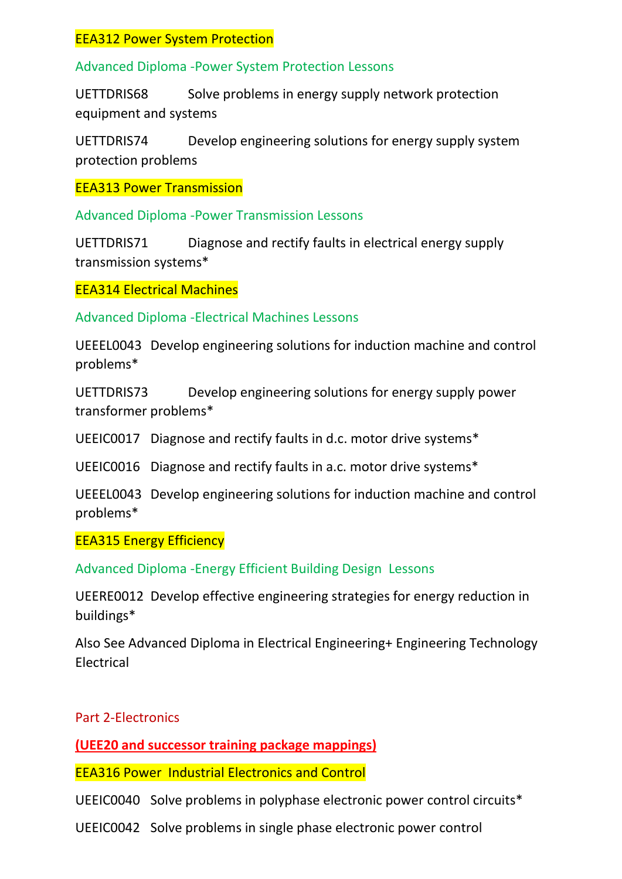**EEA312 Power System Protection**

Advanced Diploma -Power System Protection Lessons

UETTDRIS68 Solve problems in energy supply network protection equipment and systems

UETTDRIS74 Develop engineering solutions for energy supply system protection problems

**EEA313 Power Transmission**

Advanced Diploma -Power Transmission Lessons

UETTDRIS71 Diagnose and rectify faults in electrical energy supply transmission systems*

**EEA314 Electrical Machines**

Advanced Diploma -Electrical Machines Lessons

UEEEL0043 Develop engineering solutions for induction machine and control problems*

UETTDRIS73 Develop engineering solutions for energy supply power transformer problems*

UEEIC0017 Diagnose and rectify faults in d.c. motor drive systems*

UEEIC0016 Diagnose and rectify faults in a.c. motor drive systems*

UEEEL0043 Develop engineering solutions for induction machine and control problems*

**EEA315 Energy Efficiency**

Advanced Diploma -Energy Efficient Building Design Lessons

UEERE0012 Develop effective engineering strategies for energy reduction in buildings*

Also See Advanced Diploma in Electrical Engineering+ Engineering Technology Electrical

## Part 2-Electronics

**(UEE20 and successor training package mappings)**

**EEA316 Power Industrial Electronics and Control**

UEEIC0040 Solve problems in polyphase electronic power control circuits*

UEEIC0042 Solve problems in single phase electronic power control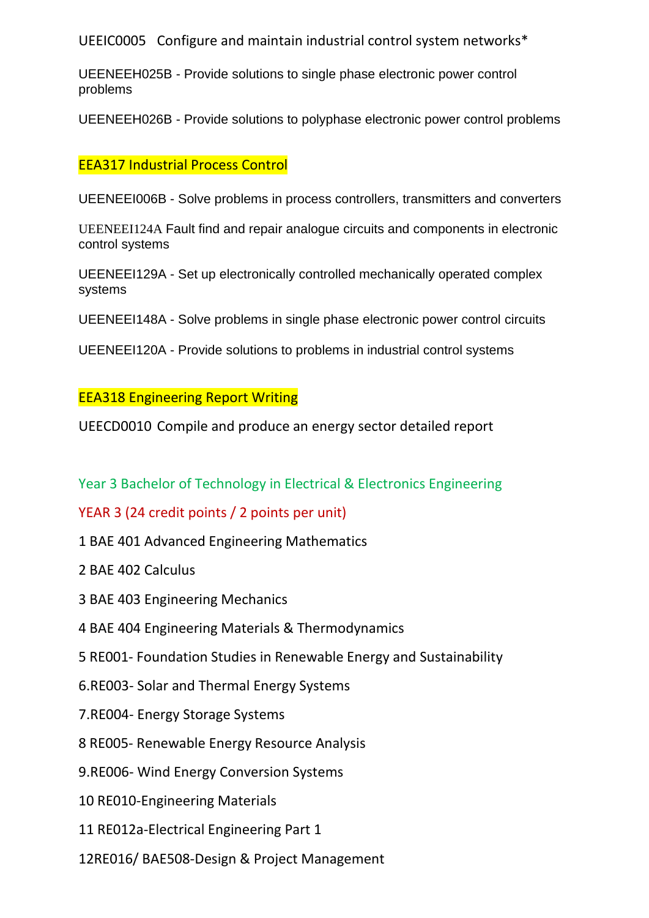UEEIC0005 Configure and maintain industrial control system networks*

UEENEEH025B - Provide solutions to single phase electronic power control problems

UEENEEH026B - Provide solutions to polyphase electronic power control problems

## EEA317 Industrial Process Control

UEENEEI006B - Solve problems in process controllers, transmitters and converters

UEENEEI124A Fault find and repair analogue circuits and components in electronic control systems

UEENEEI129A - Set up electronically controlled mechanically operated complex systems

UEENEEI148A - Solve problems in single phase electronic power control circuits

UEENEEI120A - Provide solutions to problems in industrial control systems

## EEA318 Engineering Report Writing

UEECD0010 Compile and produce an energy sector detailed report

## Year 3 Bachelor of Technology in Electrical & Electronics Engineering

### YEAR 3 (24 credit points / 2 points per unit)

1 BAE 401 Advanced Engineering Mathematics

2 BAE 402 Calculus

3 BAE 403 Engineering Mechanics

4 BAE 404 Engineering Materials & Thermodynamics

5 RE001- Foundation Studies in Renewable Energy and Sustainability

6.RE003- Solar and Thermal Energy Systems

7.RE004- Energy Storage Systems

8 RE005- Renewable Energy Resource Analysis

9.RE006- Wind Energy Conversion Systems

10 RE010-Engineering Materials

11 RE012a-Electrical Engineering Part 1

12RE016/ BAE508-Design & Project Management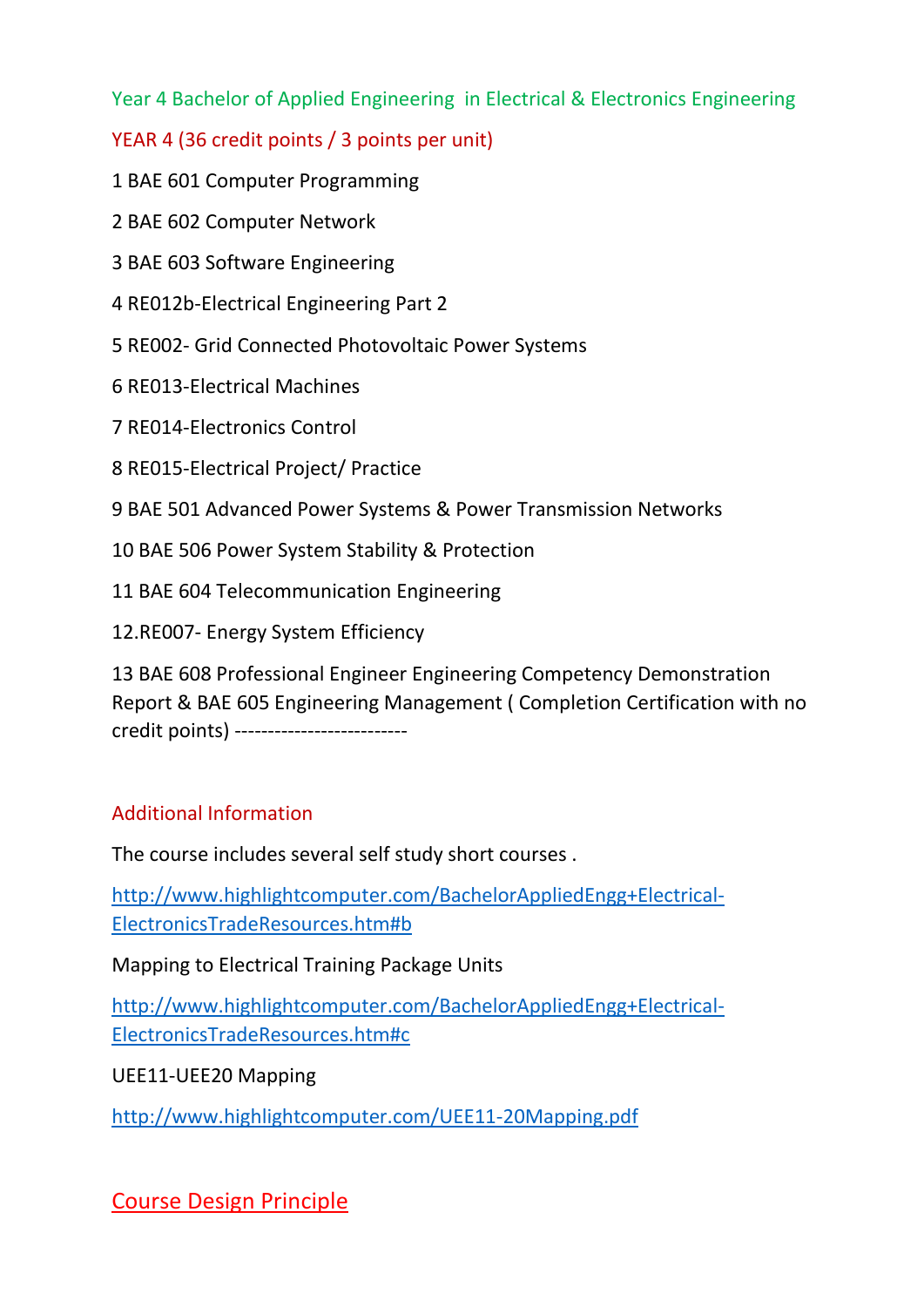Year 4 Bachelor of Applied Engineering  in Electrical & Electronics Engineering

YEAR 4 (36 credit points / 3 points per unit)

1 BAE 601 Computer Programming

2 BAE 602 Computer Network

3 BAE 603 Software Engineering

4 RE012b-Electrical Engineering Part 2

5 RE002- Grid Connected Photovoltaic Power Systems

6 RE013-Electrical Machines

7 RE014-Electronics Control

8 RE015-Electrical Project/ Practice

9 BAE 501 Advanced Power Systems & Power Transmission Networks

10 BAE 506 Power System Stability & Protection

11 BAE 604 Telecommunication Engineering

12.RE007- Energy System Efficiency

13 BAE 608 Professional Engineer Engineering Competency Demonstration Report & BAE 605 Engineering Management ( Completion Certification with no credit points) --------------------------

Additional Information

The course includes several self study short courses .

http://www.highlightcomputer.com/BachelorAppliedEngg+Electrical-ElectronicsTradeResources.htm#b

Mapping to Electrical Training Package Units

http://www.highlightcomputer.com/BachelorAppliedEngg+Electrical-ElectronicsTradeResources.htm#c

UEE11-UEE20 Mapping

http://www.highlightcomputer.com/UEE11-20Mapping.pdf

## Course Design Principle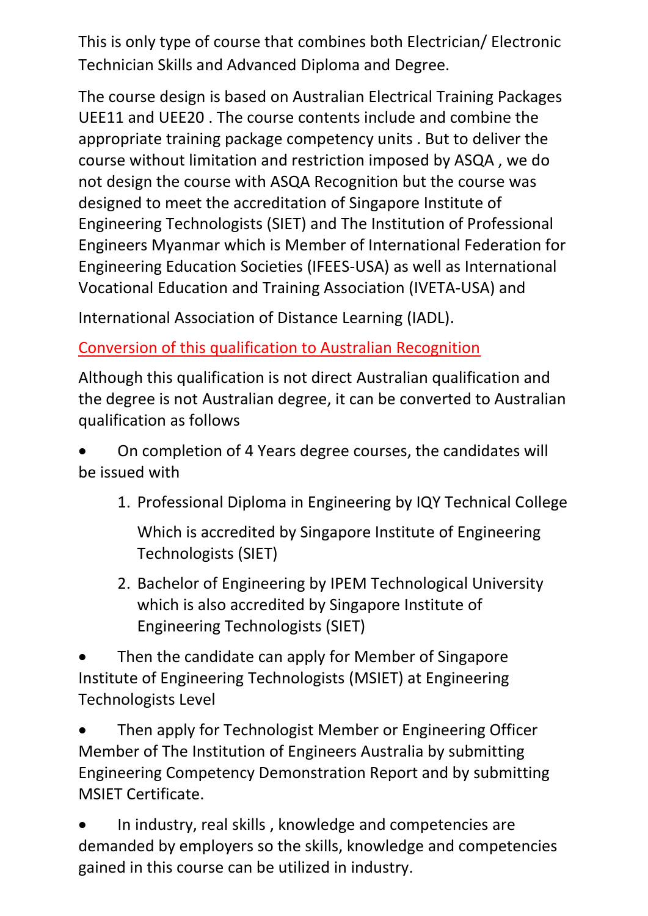This is only type of course that combines both Electrician/ Electronic Technician Skills and Advanced Diploma and Degree.

The course design is based on Australian Electrical Training Packages UEE11 and UEE20 . The course contents include and combine the appropriate training package competency units . But to deliver the course without limitation and restriction imposed by ASQA , we do not design the course with ASQA Recognition but the course was designed to meet the accreditation of Singapore Institute of Engineering Technologists (SIET) and The Institution of Professional Engineers Myanmar which is Member of International Federation for Engineering Education Societies (IFEES-USA) as well as International Vocational Education and Training Association (IVETA-USA) and

International Association of Distance Learning (IADL).

Conversion of this qualification to Australian Recognition

Although this qualification is not direct Australian qualification and the degree is not Australian degree, it can be converted to Australian qualification as follows

- On completion of 4 Years degree courses, the candidates will be issued with
    1. Professional Diploma in Engineering by IQY Technical College

       Which is accredited by Singapore Institute of Engineering Technologists (SIET)
    2. Bachelor of Engineering by IPEM Technological University which is also accredited by Singapore Institute of Engineering Technologists (SIET)
- Then the candidate can apply for Member of Singapore Institute of Engineering Technologists (MSIET) at Engineering Technologists Level
- Then apply for Technologist Member or Engineering Officer Member of The Institution of Engineers Australia by submitting Engineering Competency Demonstration Report and by submitting MSIET Certificate.
- In industry, real skills , knowledge and competencies are demanded by employers so the skills, knowledge and competencies gained in this course can be utilized in industry.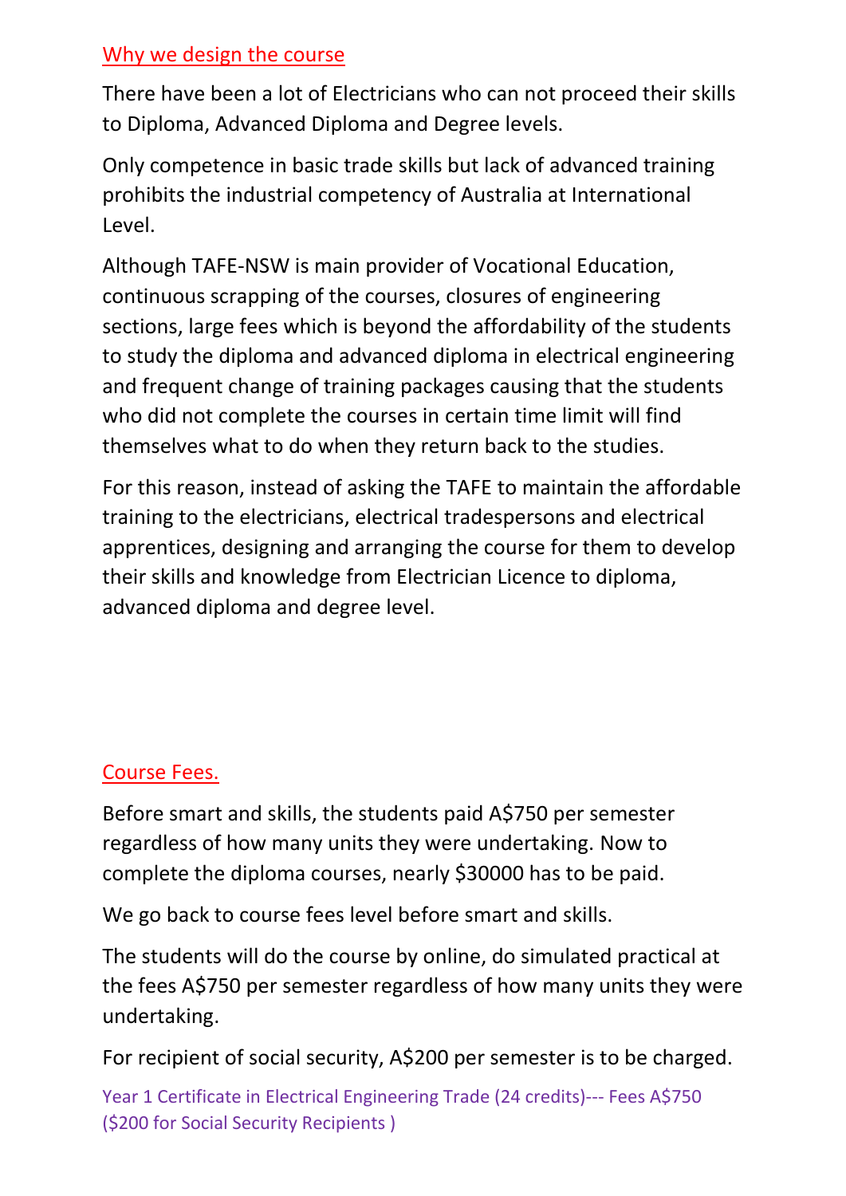## Why we design the course

There have been a lot of Electricians who can not proceed their skills to Diploma, Advanced Diploma and Degree levels.

Only competence in basic trade skills but lack of advanced training prohibits the industrial competency of Australia at International Level.

Although TAFE-NSW is main provider of Vocational Education, continuous scrapping of the courses, closures of engineering sections, large fees which is beyond the affordability of the students to study the diploma and advanced diploma in electrical engineering and frequent change of training packages causing that the students who did not complete the courses in certain time limit will find themselves what to do when they return back to the studies.

For this reason, instead of asking the TAFE to maintain the affordable training to the electricians, electrical tradespersons and electrical apprentices, designing and arranging the course for them to develop their skills and knowledge from Electrician Licence to diploma, advanced diploma and degree level.

## Course Fees.

Before smart and skills, the students paid A$750 per semester regardless of how many units they were undertaking. Now to complete the diploma courses, nearly $30000 has to be paid.

We go back to course fees level before smart and skills.

The students will do the course by online, do simulated practical at the fees A$750 per semester regardless of how many units they were undertaking.

For recipient of social security, A$200 per semester is to be charged.

Year 1 Certificate in Electrical Engineering Trade (24 credits)--- Fees A$750 ($200 for Social Security Recipients )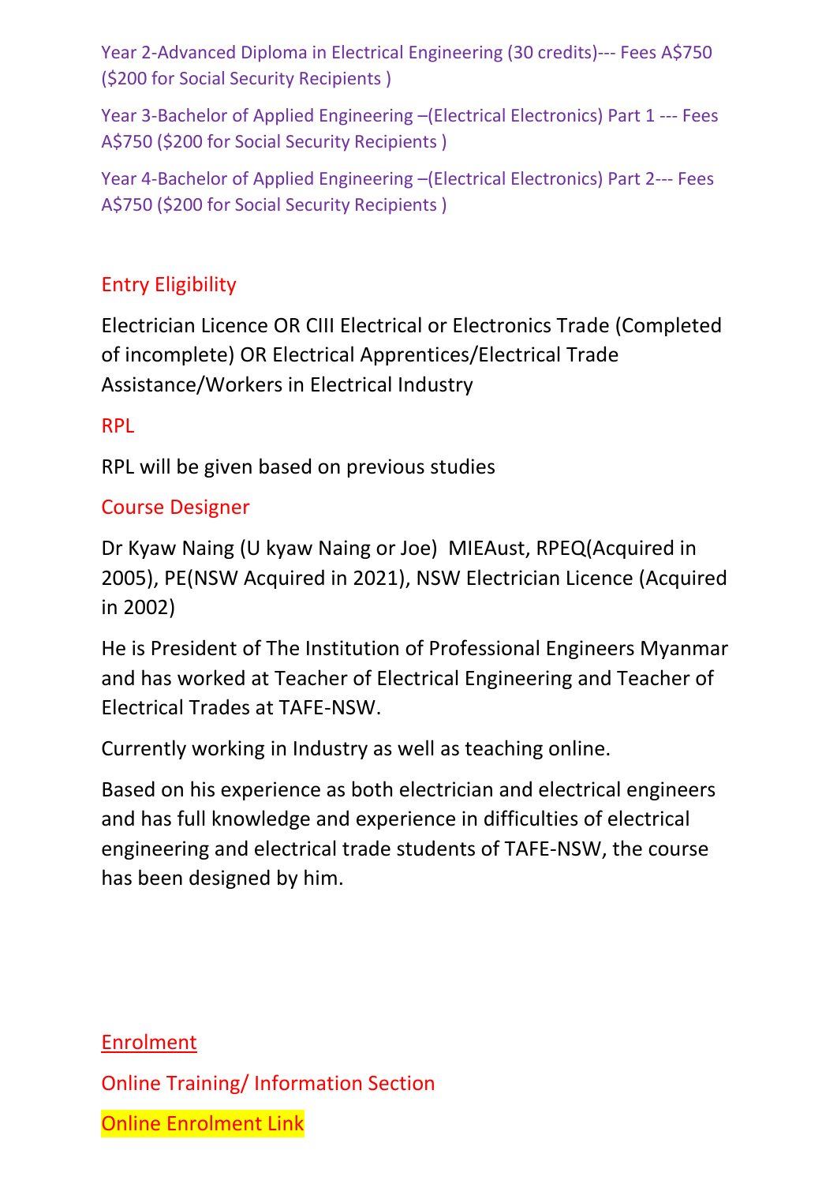Year 2-Advanced Diploma in Electrical Engineering (30 credits)--- Fees A$750 ($200 for Social Security Recipients )

Year 3-Bachelor of Applied Engineering –(Electrical Electronics) Part 1 --- Fees A$750 ($200 for Social Security Recipients )

Year 4-Bachelor of Applied Engineering –(Electrical Electronics) Part 2--- Fees A$750 ($200 for Social Security Recipients )

## Entry Eligibility

Electrician Licence OR CIII Electrical or Electronics Trade (Completed of incomplete) OR Electrical Apprentices/Electrical Trade Assistance/Workers in Electrical Industry

## RPL

RPL will be given based on previous studies

## Course Designer

Dr Kyaw Naing (U kyaw Naing or Joe) MIEAust, RPEQ(Acquired in 2005), PE(NSW Acquired in 2021), NSW Electrician Licence (Acquired in 2002)

He is President of The Institution of Professional Engineers Myanmar and has worked at Teacher of Electrical Engineering and Teacher of Electrical Trades at TAFE-NSW.

Currently working in Industry as well as teaching online.

Based on his experience as both electrician and electrical engineers and has full knowledge and experience in difficulties of electrical engineering and electrical trade students of TAFE-NSW, the course has been designed by him.

## Enrolment

Online Training/ Information Section

Online Enrolment Link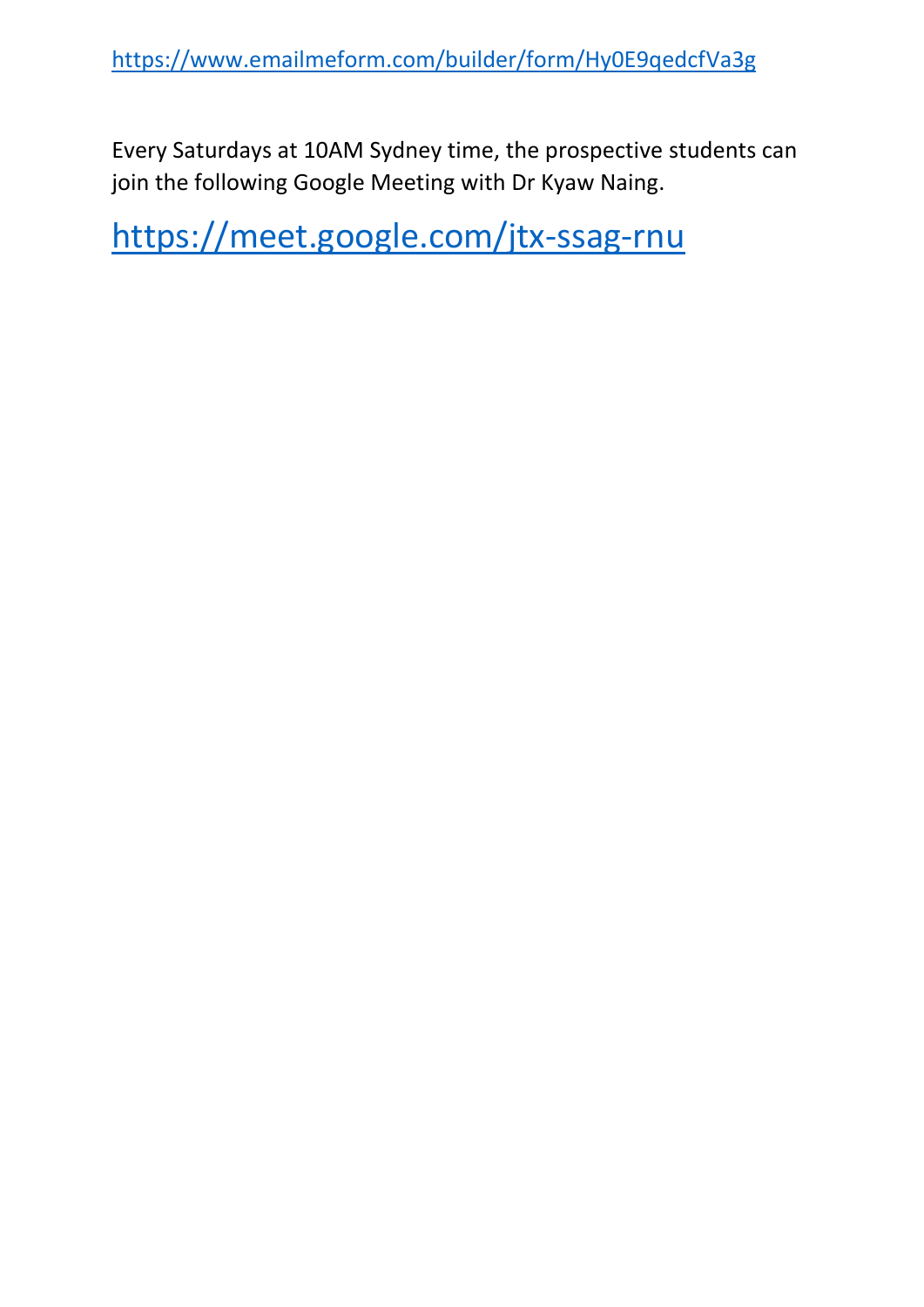https://www.emailmeform.com/builder/form/Hy0E9qedcfVa3g

Every Saturdays at 10AM Sydney time, the prospective students can join the following Google Meeting with Dr Kyaw Naing.

https://meet.google.com/jtx-ssag-rnu